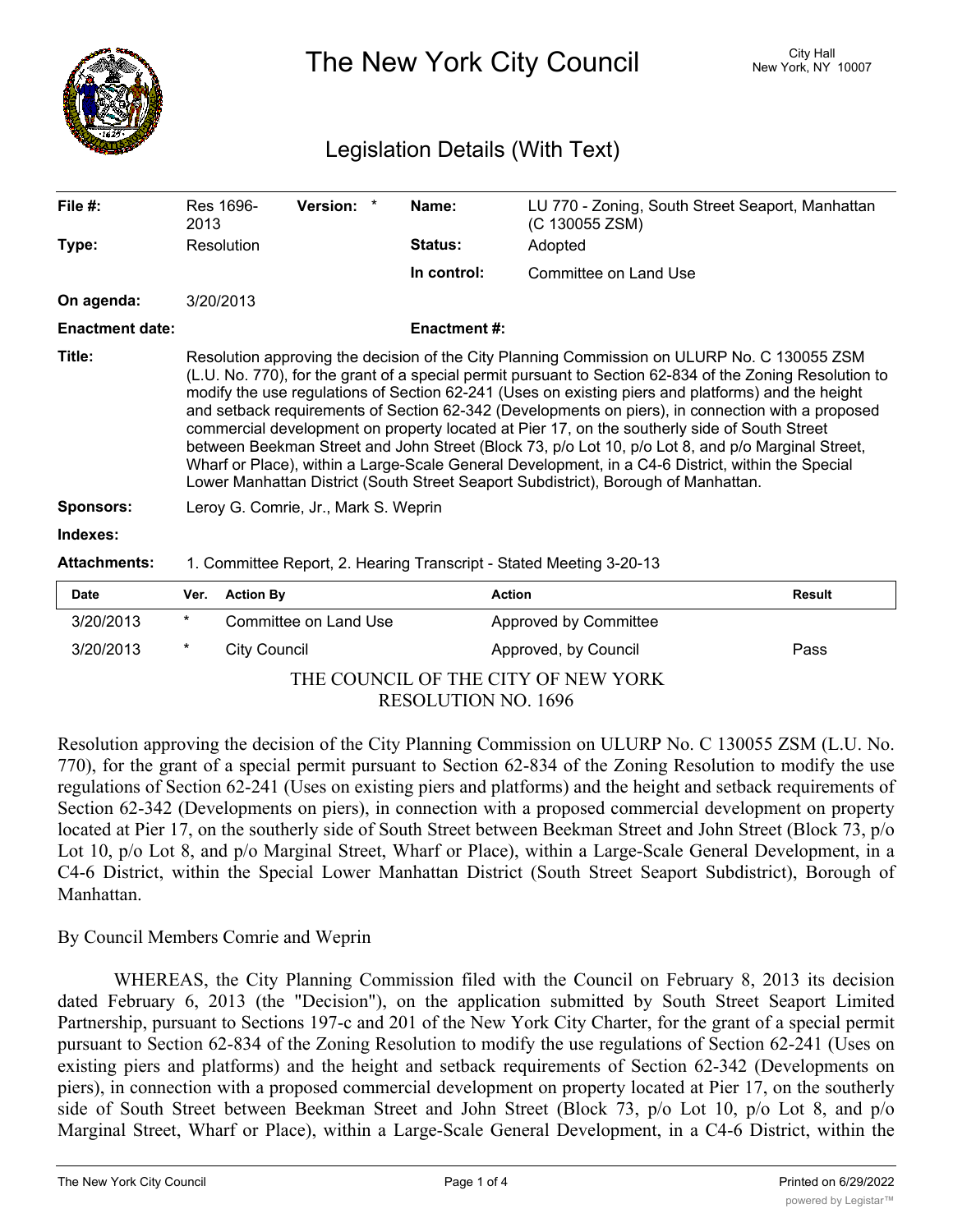# The New York City Council

City Hall
New York, NY 10007

## Legislation Details (With Text)

| | | | | | |
|---|---|---|---|---|---|
| **File #:** | Res 1696-2013 | **Version:** * | | **Name:** | LU 770 - Zoning, South Street Seaport, Manhattan (C 130055 ZSM) |
| **Type:** | Resolution | | | **Status:** | Adopted |
| | | | | **In control:** | Committee on Land Use |
| **On agenda:** | 3/20/2013 | | | | |
| **Enactment date:** | | | | **Enactment #:** | |

**Title:** Resolution approving the decision of the City Planning Commission on ULURP No. C 130055 ZSM (L.U. No. 770), for the grant of a special permit pursuant to Section 62-834 of the Zoning Resolution to modify the use regulations of Section 62-241 (Uses on existing piers and platforms) and the height and setback requirements of Section 62-342 (Developments on piers), in connection with a proposed commercial development on property located at Pier 17, on the southerly side of South Street between Beekman Street and John Street (Block 73, p/o Lot 10, p/o Lot 8, and p/o Marginal Street, Wharf or Place), within a Large-Scale General Development, in a C4-6 District, within the Special Lower Manhattan District (South Street Seaport Subdistrict), Borough of Manhattan.

**Sponsors:** Leroy G. Comrie, Jr., Mark S. Weprin

**Indexes:**

**Attachments:** 1. Committee Report, 2. Hearing Transcript - Stated Meeting 3-20-13

| Date | Ver. | Action By | Action | Result |
|---|---|---|---|---|
| 3/20/2013 | * | Committee on Land Use | Approved by Committee | |
| 3/20/2013 | * | City Council | Approved, by Council | Pass |

THE COUNCIL OF THE CITY OF NEW YORK
RESOLUTION NO. 1696

Resolution approving the decision of the City Planning Commission on ULURP No. C 130055 ZSM (L.U. No. 770), for the grant of a special permit pursuant to Section 62-834 of the Zoning Resolution to modify the use regulations of Section 62-241 (Uses on existing piers and platforms) and the height and setback requirements of Section 62-342 (Developments on piers), in connection with a proposed commercial development on property located at Pier 17, on the southerly side of South Street between Beekman Street and John Street (Block 73, p/o Lot 10, p/o Lot 8, and p/o Marginal Street, Wharf or Place), within a Large-Scale General Development, in a C4-6 District, within the Special Lower Manhattan District (South Street Seaport Subdistrict), Borough of Manhattan.

By Council Members Comrie and Weprin

WHEREAS, the City Planning Commission filed with the Council on February 8, 2013 its decision dated February 6, 2013 (the "Decision"), on the application submitted by South Street Seaport Limited Partnership, pursuant to Sections 197-c and 201 of the New York City Charter, for the grant of a special permit pursuant to Section 62-834 of the Zoning Resolution to modify the use regulations of Section 62-241 (Uses on existing piers and platforms) and the height and setback requirements of Section 62-342 (Developments on piers), in connection with a proposed commercial development on property located at Pier 17, on the southerly side of South Street between Beekman Street and John Street (Block 73, p/o Lot 10, p/o Lot 8, and p/o Marginal Street, Wharf or Place), within a Large-Scale General Development, in a C4-6 District, within the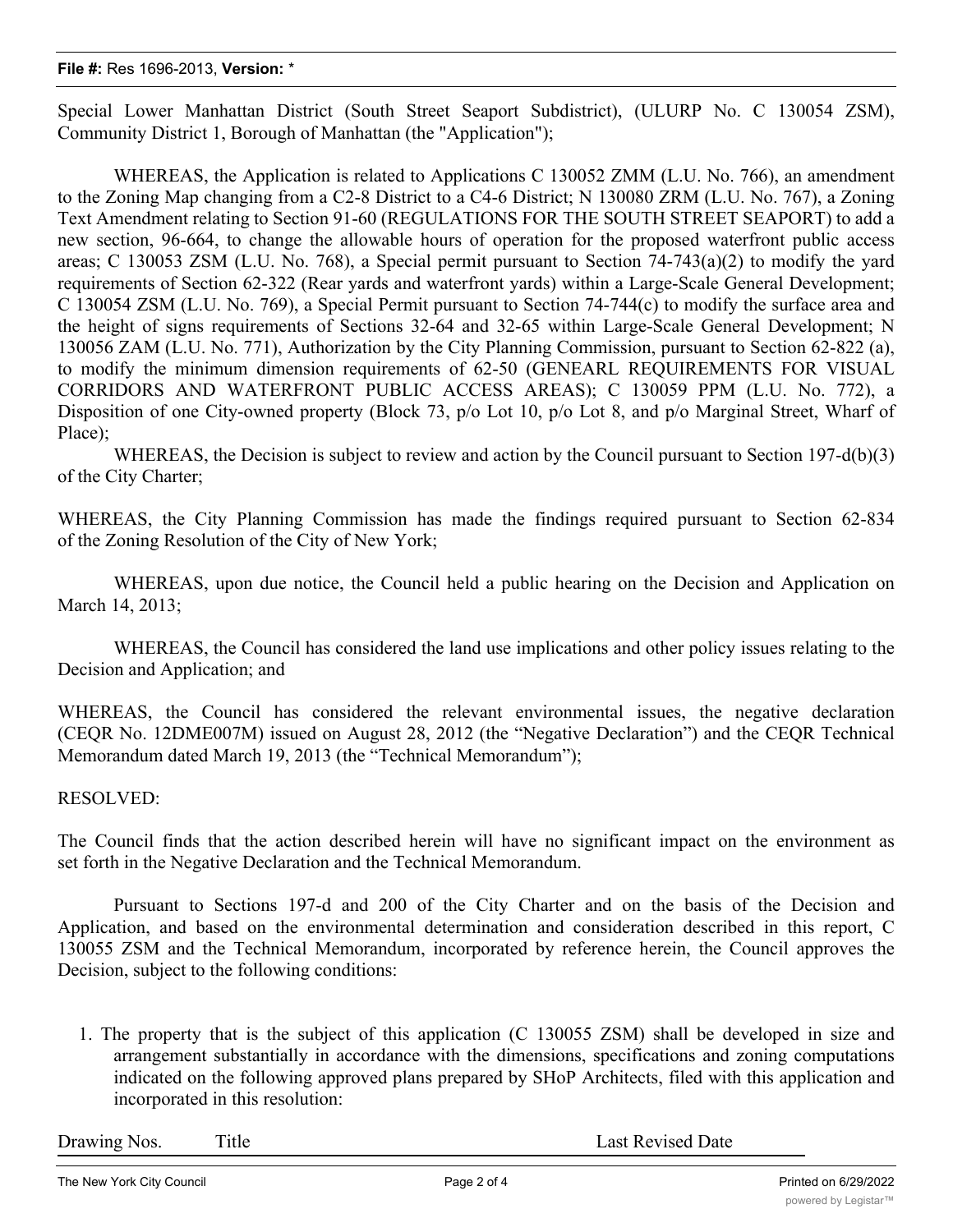Special Lower Manhattan District (South Street Seaport Subdistrict), (ULURP No. C 130054 ZSM), Community District 1, Borough of Manhattan (the "Application");

WHEREAS, the Application is related to Applications C 130052 ZMM (L.U. No. 766), an amendment to the Zoning Map changing from a C2-8 District to a C4-6 District; N 130080 ZRM (L.U. No. 767), a Zoning Text Amendment relating to Section 91-60 (REGULATIONS FOR THE SOUTH STREET SEAPORT) to add a new section, 96-664, to change the allowable hours of operation for the proposed waterfront public access areas; C 130053 ZSM (L.U. No. 768), a Special permit pursuant to Section 74-743(a)(2) to modify the yard requirements of Section 62-322 (Rear yards and waterfront yards) within a Large-Scale General Development; C 130054 ZSM (L.U. No. 769), a Special Permit pursuant to Section 74-744(c) to modify the surface area and the height of signs requirements of Sections 32-64 and 32-65 within Large-Scale General Development; N 130056 ZAM (L.U. No. 771), Authorization by the City Planning Commission, pursuant to Section 62-822 (a), to modify the minimum dimension requirements of 62-50 (GENEARL REQUIREMENTS FOR VISUAL CORRIDORS AND WATERFRONT PUBLIC ACCESS AREAS); C 130059 PPM (L.U. No. 772), a Disposition of one City-owned property (Block 73, p/o Lot 10, p/o Lot 8, and p/o Marginal Street, Wharf of Place);

WHEREAS, the Decision is subject to review and action by the Council pursuant to Section 197-d(b)(3) of the City Charter;

WHEREAS, the City Planning Commission has made the findings required pursuant to Section 62-834 of the Zoning Resolution of the City of New York;

WHEREAS, upon due notice, the Council held a public hearing on the Decision and Application on March 14, 2013;

WHEREAS, the Council has considered the land use implications and other policy issues relating to the Decision and Application; and

WHEREAS, the Council has considered the relevant environmental issues, the negative declaration (CEQR No. 12DME007M) issued on August 28, 2012 (the "Negative Declaration") and the CEQR Technical Memorandum dated March 19, 2013 (the "Technical Memorandum");

RESOLVED:

The Council finds that the action described herein will have no significant impact on the environment as set forth in the Negative Declaration and the Technical Memorandum.

Pursuant to Sections 197-d and 200 of the City Charter and on the basis of the Decision and Application, and based on the environmental determination and consideration described in this report, C 130055 ZSM and the Technical Memorandum, incorporated by reference herein, the Council approves the Decision, subject to the following conditions:

1. The property that is the subject of this application (C 130055 ZSM) shall be developed in size and arrangement substantially in accordance with the dimensions, specifications and zoning computations indicated on the following approved plans prepared by SHoP Architects, filed with this application and incorporated in this resolution:

| Drawing Nos. | Title | Last Revised Date |
| --- | --- | --- |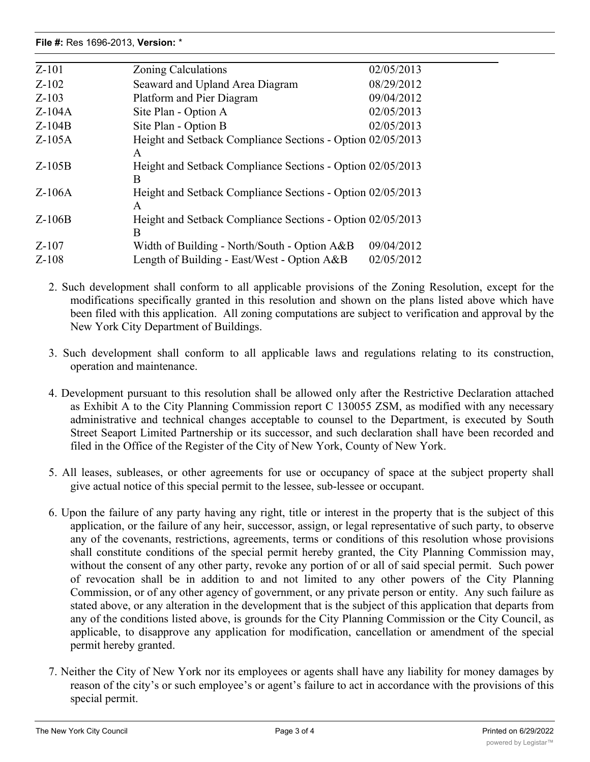| | | |
|---|---|---|
| Z-101 | Zoning Calculations | 02/05/2013 |
| Z-102 | Seaward and Upland Area Diagram | 08/29/2012 |
| Z-103 | Platform and Pier Diagram | 09/04/2012 |
| Z-104A | Site Plan - Option A | 02/05/2013 |
| Z-104B | Site Plan - Option B | 02/05/2013 |
| Z-105A | Height and Setback Compliance Sections - Option A | 02/05/2013 |
| Z-105B | Height and Setback Compliance Sections - Option B | 02/05/2013 |
| Z-106A | Height and Setback Compliance Sections - Option A | 02/05/2013 |
| Z-106B | Height and Setback Compliance Sections - Option B | 02/05/2013 |
| Z-107 | Width of Building - North/South - Option A&B | 09/04/2012 |
| Z-108 | Length of Building - East/West - Option A&B | 02/05/2012 |

2. Such development shall conform to all applicable provisions of the Zoning Resolution, except for the modifications specifically granted in this resolution and shown on the plans listed above which have been filed with this application. All zoning computations are subject to verification and approval by the New York City Department of Buildings.

3. Such development shall conform to all applicable laws and regulations relating to its construction, operation and maintenance.

4. Development pursuant to this resolution shall be allowed only after the Restrictive Declaration attached as Exhibit A to the City Planning Commission report C 130055 ZSM, as modified with any necessary administrative and technical changes acceptable to counsel to the Department, is executed by South Street Seaport Limited Partnership or its successor, and such declaration shall have been recorded and filed in the Office of the Register of the City of New York, County of New York.

5. All leases, subleases, or other agreements for use or occupancy of space at the subject property shall give actual notice of this special permit to the lessee, sub-lessee or occupant.

6. Upon the failure of any party having any right, title or interest in the property that is the subject of this application, or the failure of any heir, successor, assign, or legal representative of such party, to observe any of the covenants, restrictions, agreements, terms or conditions of this resolution whose provisions shall constitute conditions of the special permit hereby granted, the City Planning Commission may, without the consent of any other party, revoke any portion of or all of said special permit. Such power of revocation shall be in addition to and not limited to any other powers of the City Planning Commission, or of any other agency of government, or any private person or entity. Any such failure as stated above, or any alteration in the development that is the subject of this application that departs from any of the conditions listed above, is grounds for the City Planning Commission or the City Council, as applicable, to disapprove any application for modification, cancellation or amendment of the special permit hereby granted.

7. Neither the City of New York nor its employees or agents shall have any liability for money damages by reason of the city's or such employee's or agent's failure to act in accordance with the provisions of this special permit.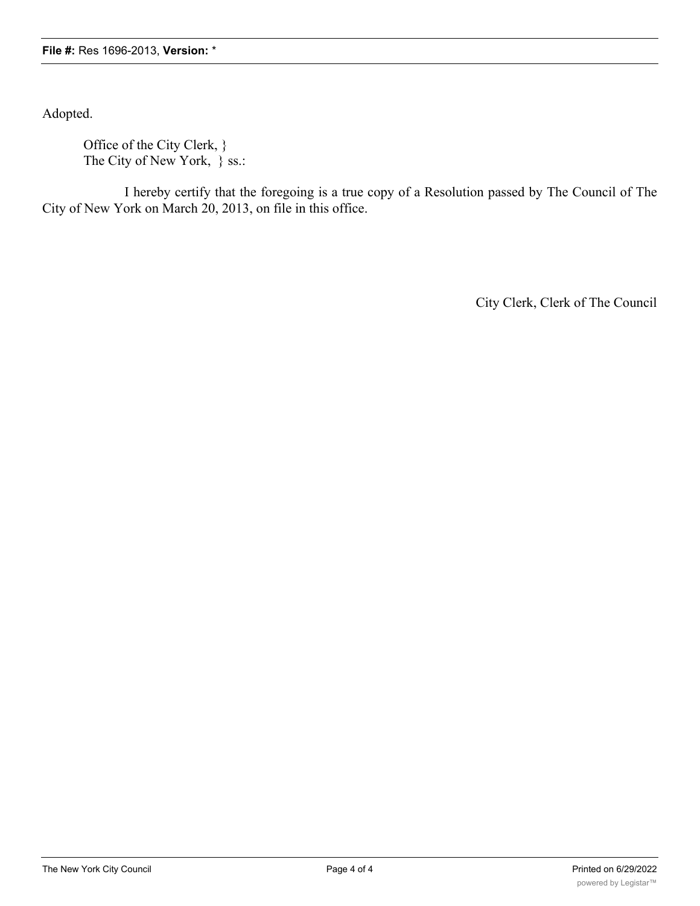Adopted.

Office of the City Clerk, }
The City of New York, } ss.:

I hereby certify that the foregoing is a true copy of a Resolution passed by The Council of The City of New York on March 20, 2013, on file in this office.

City Clerk, Clerk of The Council